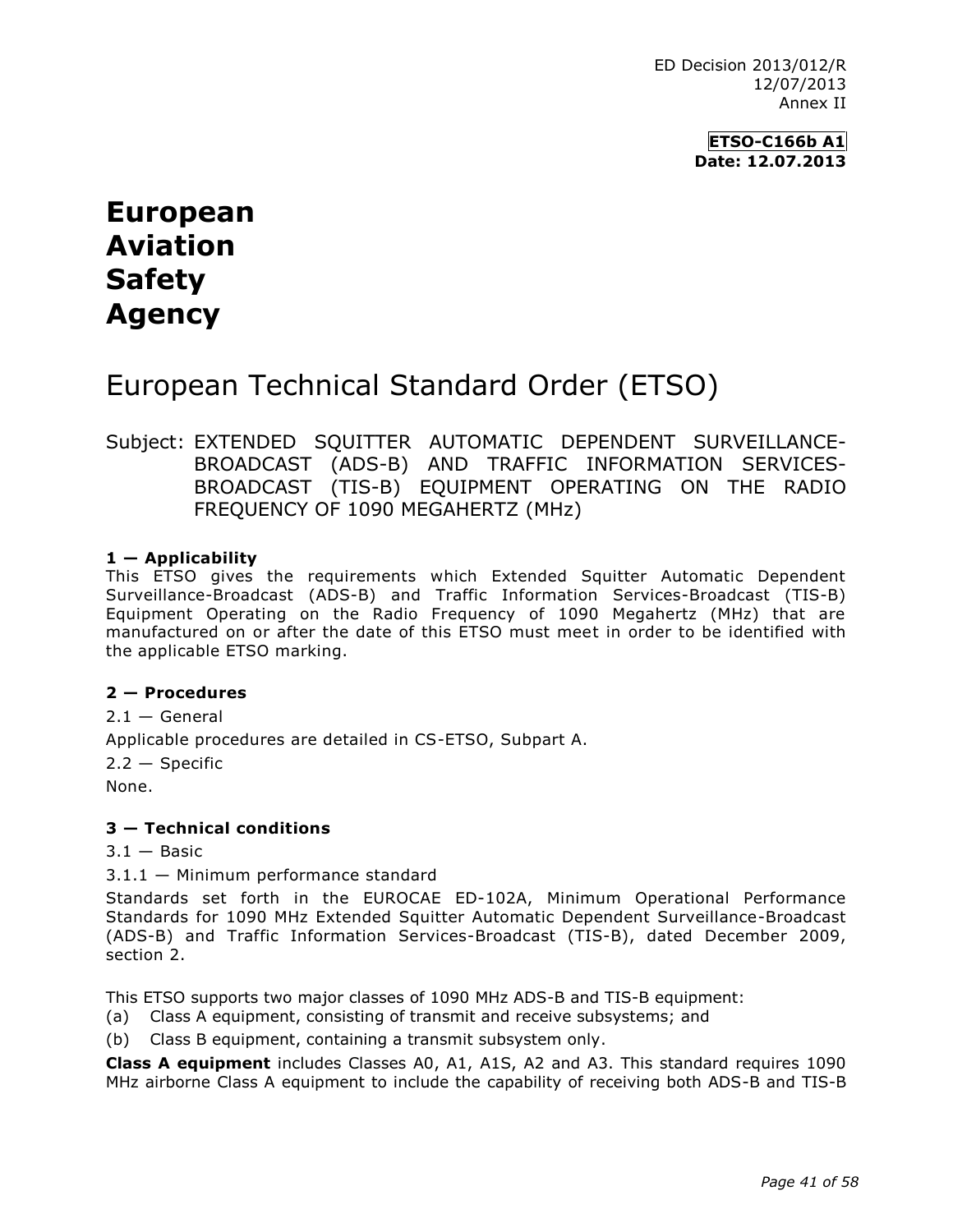ED Decision 2013/012/R
12/07/2013
Annex II

**ETSO-C166b A1**
**Date: 12.07.2013**

# European Aviation Safety Agency

# European Technical Standard Order (ETSO)

Subject: EXTENDED SQUITTER AUTOMATIC DEPENDENT SURVEILLANCE-BROADCAST (ADS-B) AND TRAFFIC INFORMATION SERVICES-BROADCAST (TIS-B) EQUIPMENT OPERATING ON THE RADIO FREQUENCY OF 1090 MEGAHERTZ (MHz)

### 1 — Applicability

This ETSO gives the requirements which Extended Squitter Automatic Dependent Surveillance-Broadcast (ADS-B) and Traffic Information Services-Broadcast (TIS-B) Equipment Operating on the Radio Frequency of 1090 Megahertz (MHz) that are manufactured on or after the date of this ETSO must meet in order to be identified with the applicable ETSO marking.

### 2 — Procedures

2.1 — General

Applicable procedures are detailed in CS-ETSO, Subpart A.

2.2 — Specific

None.

### 3 — Technical conditions

3.1 — Basic

3.1.1 — Minimum performance standard

Standards set forth in the EUROCAE ED-102A, Minimum Operational Performance Standards for 1090 MHz Extended Squitter Automatic Dependent Surveillance-Broadcast (ADS-B) and Traffic Information Services-Broadcast (TIS-B), dated December 2009, section 2.

This ETSO supports two major classes of 1090 MHz ADS-B and TIS-B equipment:

(a) Class A equipment, consisting of transmit and receive subsystems; and

(b) Class B equipment, containing a transmit subsystem only.

**Class A equipment** includes Classes A0, A1, A1S, A2 and A3. This standard requires 1090 MHz airborne Class A equipment to include the capability of receiving both ADS-B and TIS-B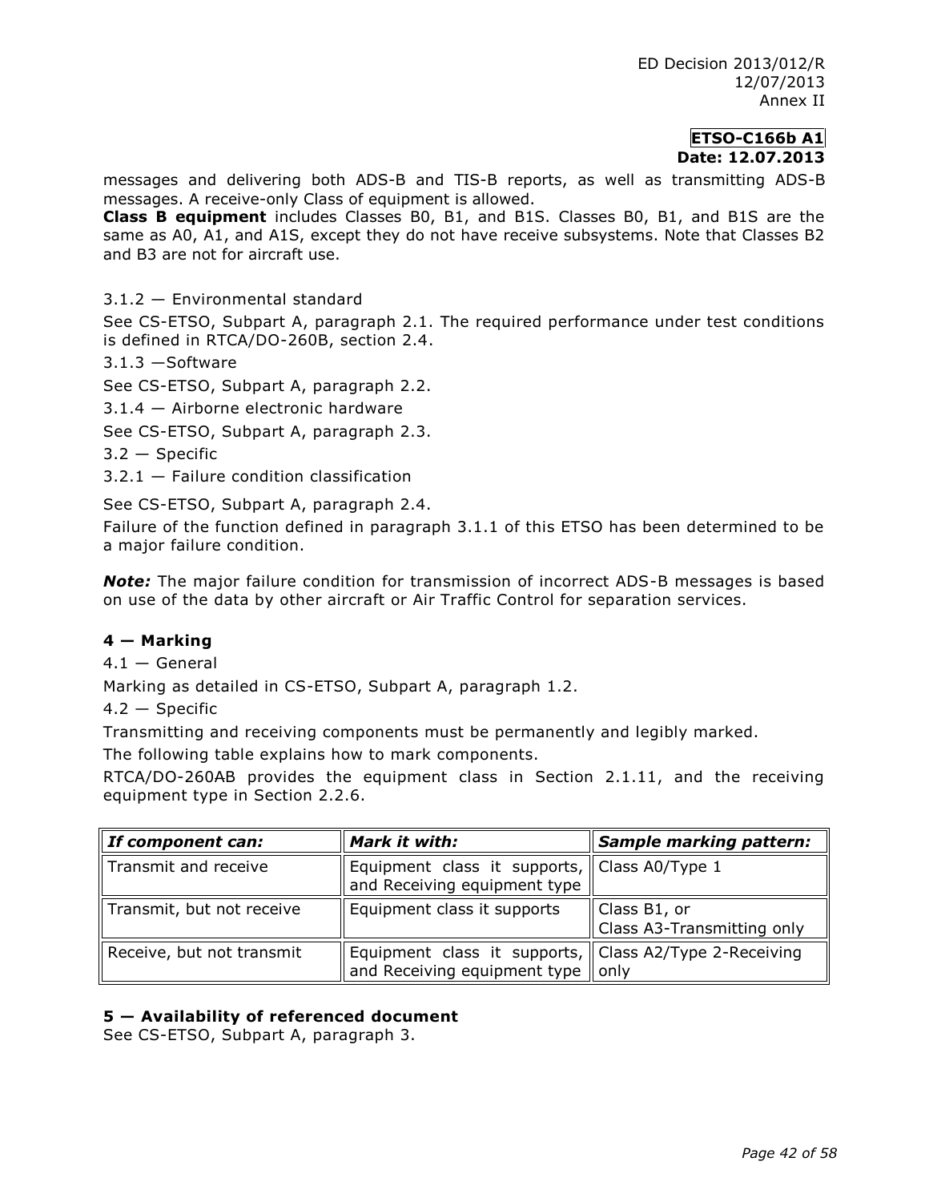messages and delivering both ADS-B and TIS-B reports, as well as transmitting ADS-B messages. A receive-only Class of equipment is allowed.

**Class B equipment** includes Classes B0, B1, and B1S. Classes B0, B1, and B1S are the same as A0, A1, and A1S, except they do not have receive subsystems. Note that Classes B2 and B3 are not for aircraft use.

3.1.2 — Environmental standard

See CS-ETSO, Subpart A, paragraph 2.1. The required performance under test conditions is defined in RTCA/DO-260B, section 2.4.

3.1.3 —Software

See CS-ETSO, Subpart A, paragraph 2.2.

3.1.4 — Airborne electronic hardware

See CS-ETSO, Subpart A, paragraph 2.3.

3.2 — Specific

3.2.1 — Failure condition classification

See CS-ETSO, Subpart A, paragraph 2.4.

Failure of the function defined in paragraph 3.1.1 of this ETSO has been determined to be a major failure condition.

***Note:*** The major failure condition for transmission of incorrect ADS-B messages is based on use of the data by other aircraft or Air Traffic Control for separation services.

## 4 — Marking

4.1 — General

Marking as detailed in CS-ETSO, Subpart A, paragraph 1.2.

4.2 — Specific

Transmitting and receiving components must be permanently and legibly marked.

The following table explains how to mark components.

RTCA/DO-260AB provides the equipment class in Section 2.1.11, and the receiving equipment type in Section 2.2.6.

| ***If component can:*** | ***Mark it with:*** | ***Sample marking pattern:*** |
|---|---|---|
| Transmit and receive | Equipment class it supports, and Receiving equipment type | Class A0/Type 1 |
| Transmit, but not receive | Equipment class it supports | Class B1, or Class A3-Transmitting only |
| Receive, but not transmit | Equipment class it supports, and Receiving equipment type | Class A2/Type 2-Receiving only |

## 5 — Availability of referenced document

See CS-ETSO, Subpart A, paragraph 3.